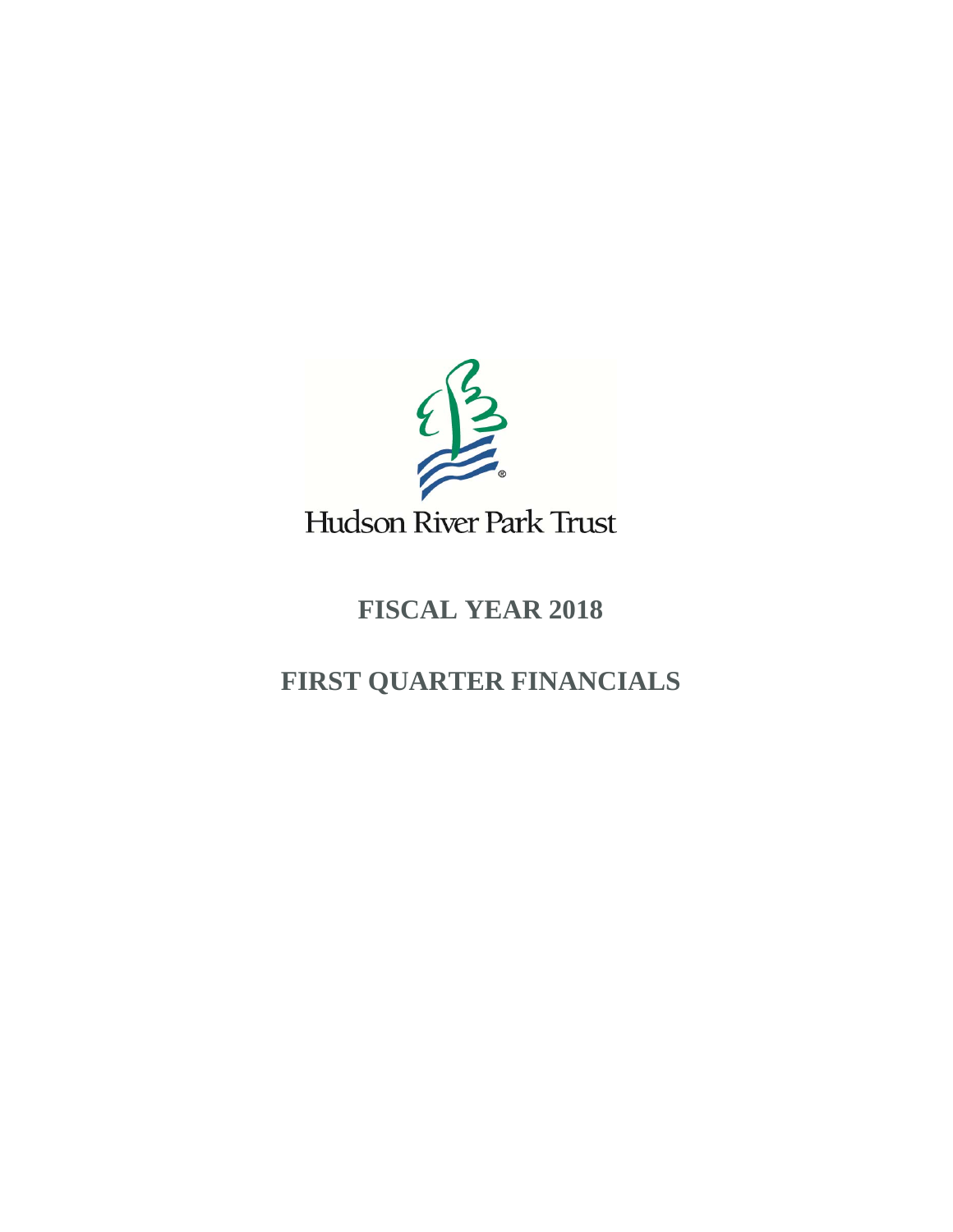Hudson River Park Trust

# FISCAL YEAR 2018

# FIRST QUARTER FINANCIALS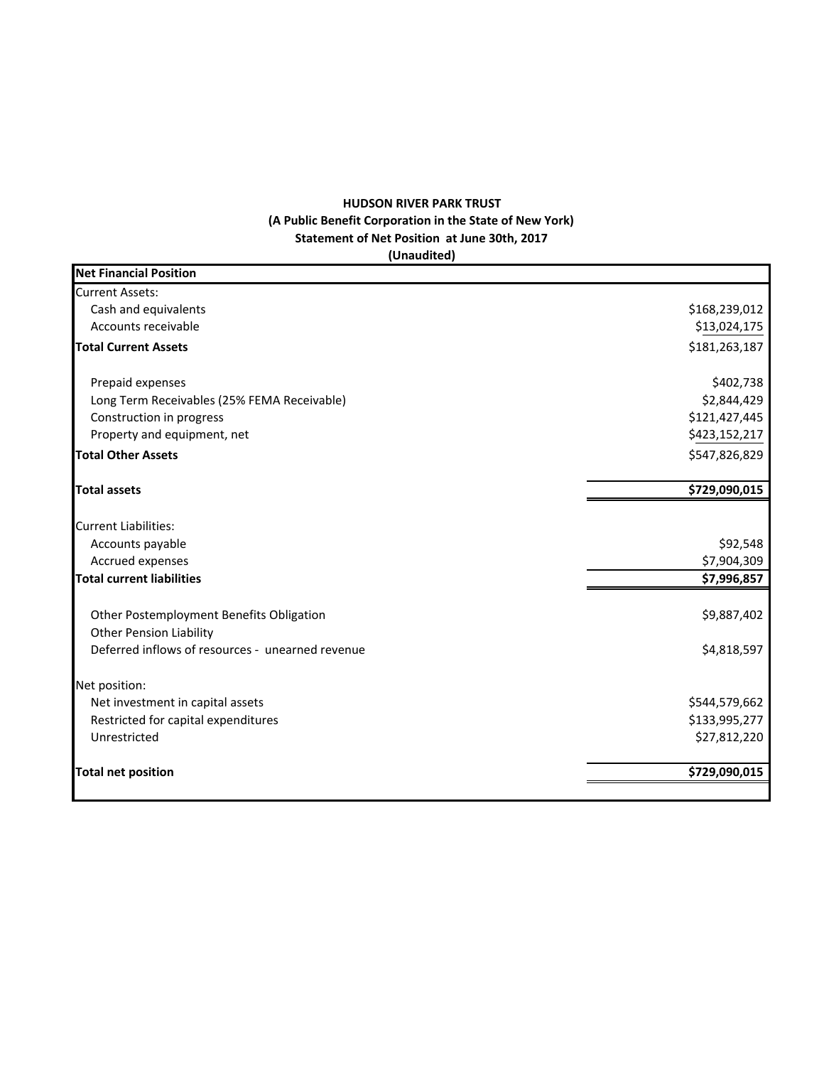**HUDSON RIVER PARK TRUST**
**(A Public Benefit Corporation in the State of New York)**
**Statement of Net Position at June 30th, 2017**
**(Unaudited)**

| **Net Financial Position** | |
|---|---|
| Current Assets: | |
| Cash and equivalents | $168,239,012 |
| Accounts receivable | $13,024,175 |
| **Total Current Assets** | $181,263,187 |
| | |
| Prepaid expenses | $402,738 |
| Long Term Receivables (25% FEMA Receivable) | $2,844,429 |
| Construction in progress | $121,427,445 |
| Property and equipment, net | $423,152,217 |
| **Total Other Assets** | $547,826,829 |
| | |
| **Total assets** | **$729,090,015** |
| | |
| Current Liabilities: | |
| Accounts payable | $92,548 |
| Accrued expenses | $7,904,309 |
| **Total current liabilities** | **$7,996,857** |
| | |
| Other Postemployment Benefits Obligation | $9,887,402 |
| Other Pension Liability | |
| Deferred inflows of resources - unearned revenue | $4,818,597 |
| | |
| Net position: | |
| Net investment in capital assets | $544,579,662 |
| Restricted for capital expenditures | $133,995,277 |
| Unrestricted | $27,812,220 |
| | |
| **Total net position** | **$729,090,015** |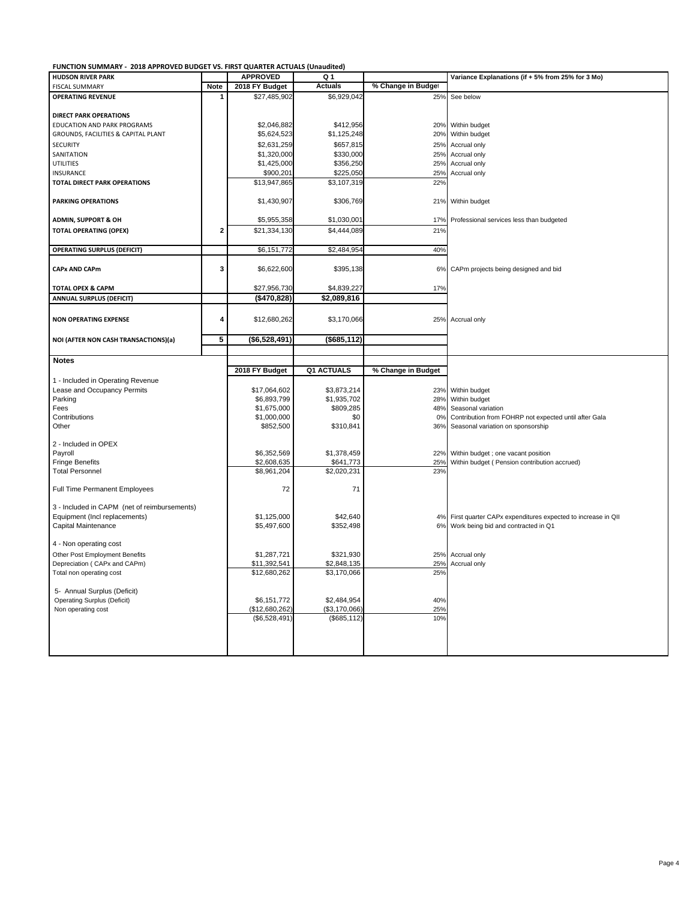**FUNCTION SUMMARY - 2018 APPROVED BUDGET VS. FIRST QUARTER ACTUALS (Unaudited)**

| HUDSON RIVER PARK | | APPROVED | Q 1 | | Variance Explanations (if + 5% from 25% for 3 Mo) |
|---|---|---|---|---|---|
| FISCAL SUMMARY | Note | 2018 FY Budget | Actuals | % Change in Budget | |
| **OPERATING REVENUE** | 1 | $27,485,902 | $6,929,042 | 25% | See below |
| **DIRECT PARK OPERATIONS** | | | | | |
| EDUCATION AND PARK PROGRAMS | | $2,046,882 | $412,956 | 20% | Within budget |
| GROUNDS, FACILITIES & CAPITAL PLANT | | $5,624,523 | $1,125,248 | 20% | Within budget |
| SECURITY | | $2,631,259 | $657,815 | 25% | Accrual only |
| SANITATION | | $1,320,000 | $330,000 | 25% | Accrual only |
| UTILITIES | | $1,425,000 | $356,250 | 25% | Accrual only |
| INSURANCE | | $900,201 | $225,050 | 25% | Accrual only |
| **TOTAL DIRECT PARK OPERATIONS** | | $13,947,865 | $3,107,319 | 22% | |
| **PARKING OPERATIONS** | | $1,430,907 | $306,769 | 21% | Within budget |
| **ADMIN, SUPPORT & OH** | | $5,955,358 | $1,030,001 | 17% | Professional services less than budgeted |
| **TOTAL OPERATING (OPEX)** | 2 | $21,334,130 | $4,444,089 | 21% | |
| **OPERATING SURPLUS (DEFICIT)** | | $6,151,772 | $2,484,954 | 40% | |
| **CAPx AND CAPm** | 3 | $6,622,600 | $395,138 | 6% | CAPm projects being designed and bid |
| **TOTAL OPEX & CAPM** | | $27,956,730 | $4,839,227 | 17% | |
| **ANNUAL SURPLUS (DEFICIT)** | | **($470,828)** | **$2,089,816** | | |
| **NON OPERATING EXPENSE** | 4 | $12,680,262 | $3,170,066 | 25% | Accrual only |
| **NOI (AFTER NON CASH TRANSACTIONS)(a)** | 5 | **($6,528,491)** | **($685,112)** | | |

**Notes**

| | 2018 FY Budget | Q1 ACTUALS | % Change in Budget | |
|---|---|---|---|---|
| 1 - Included in Operating Revenue | | | | |
| Lease and Occupancy Permits | $17,064,602 | $3,873,214 | 23% | Within budget |
| Parking | $6,893,799 | $1,935,702 | 28% | Within budget |
| Fees | $1,675,000 | $809,285 | 48% | Seasonal variation |
| Contributions | $1,000,000 | $0 | 0% | Contribution from FOHRP not expected until after Gala |
| Other | $852,500 | $310,841 | 36% | Seasonal variation on sponsorship |
| 2 - Included in OPEX | | | | |
| Payroll | $6,352,569 | $1,378,459 | 22% | Within budget ; one vacant position |
| Fringe Benefits | $2,608,635 | $641,773 | 25% | Within budget ( Pension contribution accrued) |
| Total Personnel | $8,961,204 | $2,020,231 | 23% | |
| Full Time Permanent Employees | 72 | 71 | | |
| 3 - Included in CAPM (net of reimbursements) | | | | |
| Equipment (Incl replacements) | $1,125,000 | $42,640 | 4% | First quarter CAPx expenditures expected to increase in QII |
| Capital Maintenance | $5,497,600 | $352,498 | 6% | Work being bid and contracted in Q1 |
| 4 - Non operating cost | | | | |
| Other Post Employment Benefits | $1,287,721 | $321,930 | 25% | Accrual only |
| Depreciation ( CAPx and CAPm) | $11,392,541 | $2,848,135 | 25% | Accrual only |
| Total non operating cost | $12,680,262 | $3,170,066 | 25% | |
| 5- Annual Surplus (Deficit) | | | | |
| Operating Surplus (Deficit) | $6,151,772 | $2,484,954 | 40% | |
| Non operating cost | ($12,680,262) | ($3,170,066) | 25% | |
| | ($6,528,491) | ($685,112) | 10% | |